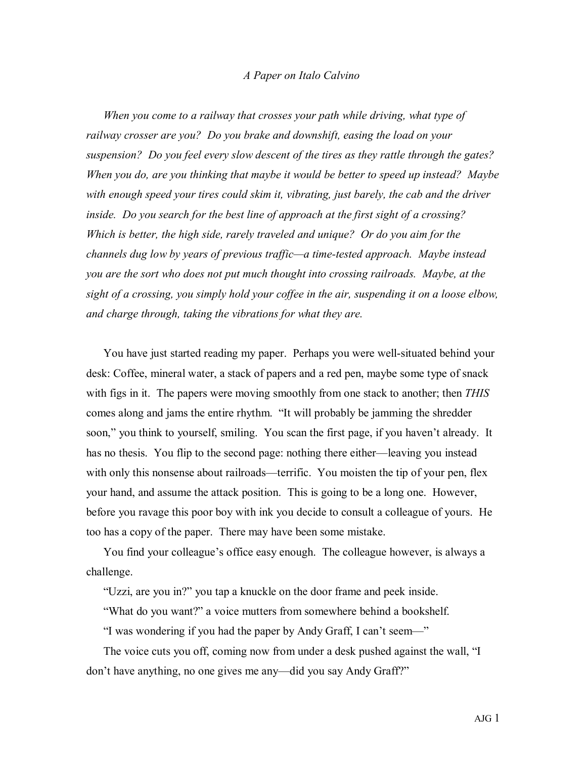*A Paper on Italo Calvino*

*When you come to a railway that crosses your path while driving, what type of railway crosser are you? Do you brake and downshift, easing the load on your suspension? Do you feel every slow descent of the tires as they rattle through the gates? When you do, are you thinking that maybe it would be better to speed up instead? Maybe with enough speed your tires could skim it, vibrating, just barely, the cab and the driver inside. Do you search for the best line of approach at the first sight of a crossing? Which is better, the high side, rarely traveled and unique? Or do you aim for the channels dug low by years of previous traffic—a time-tested approach. Maybe instead you are the sort who does not put much thought into crossing railroads. Maybe, at the sight of a crossing, you simply hold your coffee in the air, suspending it on a loose elbow, and charge through, taking the vibrations for what they are.*

You have just started reading my paper. Perhaps you were well-situated behind your desk: Coffee, mineral water, a stack of papers and a red pen, maybe some type of snack with figs in it. The papers were moving smoothly from one stack to another; then *THIS* comes along and jams the entire rhythm. "It will probably be jamming the shredder soon," you think to yourself, smiling. You scan the first page, if you haven't already. It has no thesis. You flip to the second page: nothing there either—leaving you instead with only this nonsense about railroads—terrific. You moisten the tip of your pen, flex your hand, and assume the attack position. This is going to be a long one. However, before you ravage this poor boy with ink you decide to consult a colleague of yours. He too has a copy of the paper. There may have been some mistake.

You find your colleague's office easy enough. The colleague however, is always a challenge.

"Uzzi, are you in?" you tap a knuckle on the door frame and peek inside.

"What do you want?" a voice mutters from somewhere behind a bookshelf.

"I was wondering if you had the paper by Andy Graff, I can't seem—"

The voice cuts you off, coming now from under a desk pushed against the wall, "I don't have anything, no one gives me any—did you say Andy Graff?"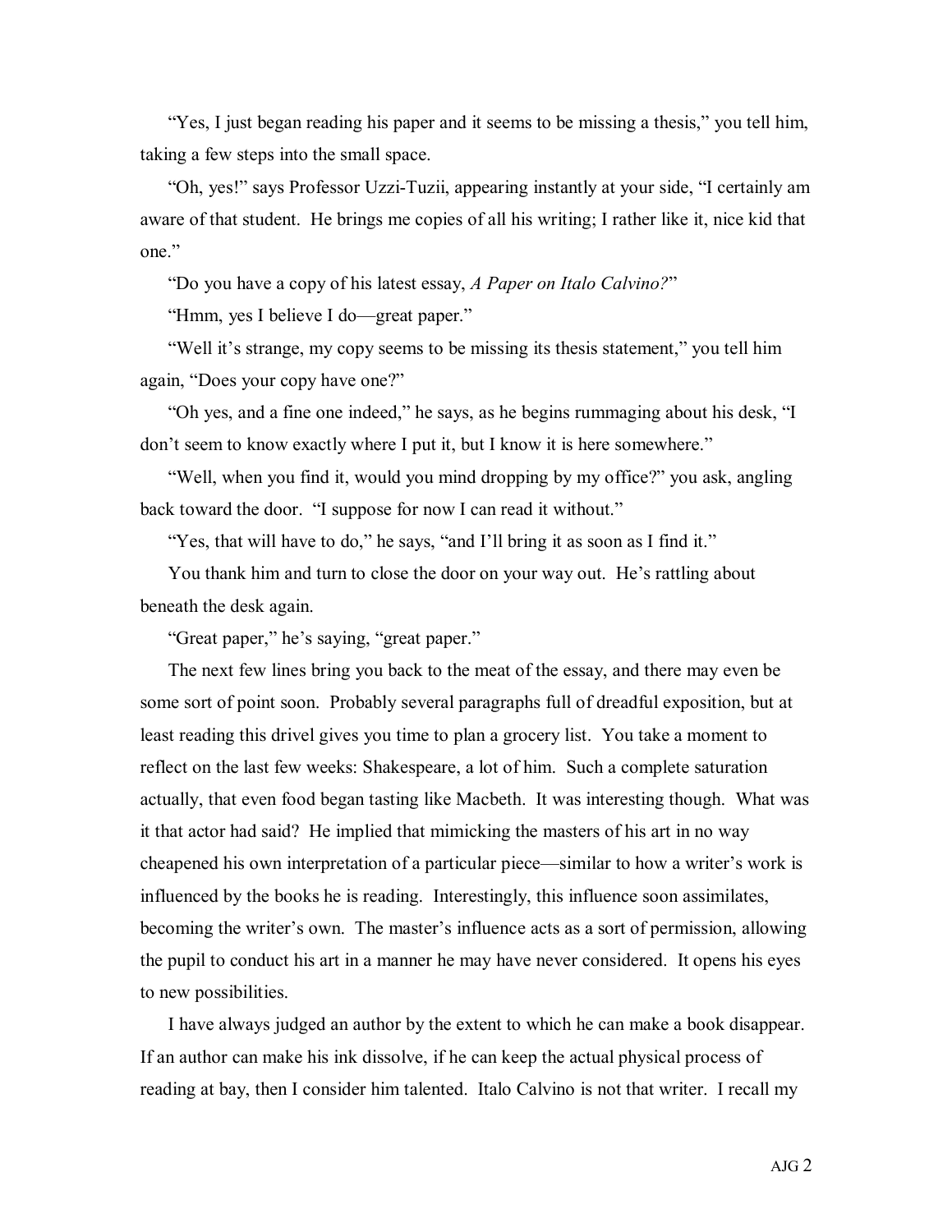"Yes, I just began reading his paper and it seems to be missing a thesis," you tell him, taking a few steps into the small space.

"Oh, yes!" says Professor Uzzi-Tuzii, appearing instantly at your side, "I certainly am aware of that student. He brings me copies of all his writing; I rather like it, nice kid that one."

"Do you have a copy of his latest essay, *A Paper on Italo Calvino?*"

"Hmm, yes I believe I do—great paper."

"Well it's strange, my copy seems to be missing its thesis statement," you tell him again, "Does your copy have one?"

"Oh yes, and a fine one indeed," he says, as he begins rummaging about his desk, "I don't seem to know exactly where I put it, but I know it is here somewhere."

"Well, when you find it, would you mind dropping by my office?" you ask, angling back toward the door. "I suppose for now I can read it without."

"Yes, that will have to do," he says, "and I'll bring it as soon as I find it."

You thank him and turn to close the door on your way out. He's rattling about beneath the desk again.

"Great paper," he's saying, "great paper."

The next few lines bring you back to the meat of the essay, and there may even be some sort of point soon. Probably several paragraphs full of dreadful exposition, but at least reading this drivel gives you time to plan a grocery list. You take a moment to reflect on the last few weeks: Shakespeare, a lot of him. Such a complete saturation actually, that even food began tasting like Macbeth. It was interesting though. What was it that actor had said? He implied that mimicking the masters of his art in no way cheapened his own interpretation of a particular piece—similar to how a writer's work is influenced by the books he is reading. Interestingly, this influence soon assimilates, becoming the writer's own. The master's influence acts as a sort of permission, allowing the pupil to conduct his art in a manner he may have never considered. It opens his eyes to new possibilities.

I have always judged an author by the extent to which he can make a book disappear. If an author can make his ink dissolve, if he can keep the actual physical process of reading at bay, then I consider him talented. Italo Calvino is not that writer. I recall my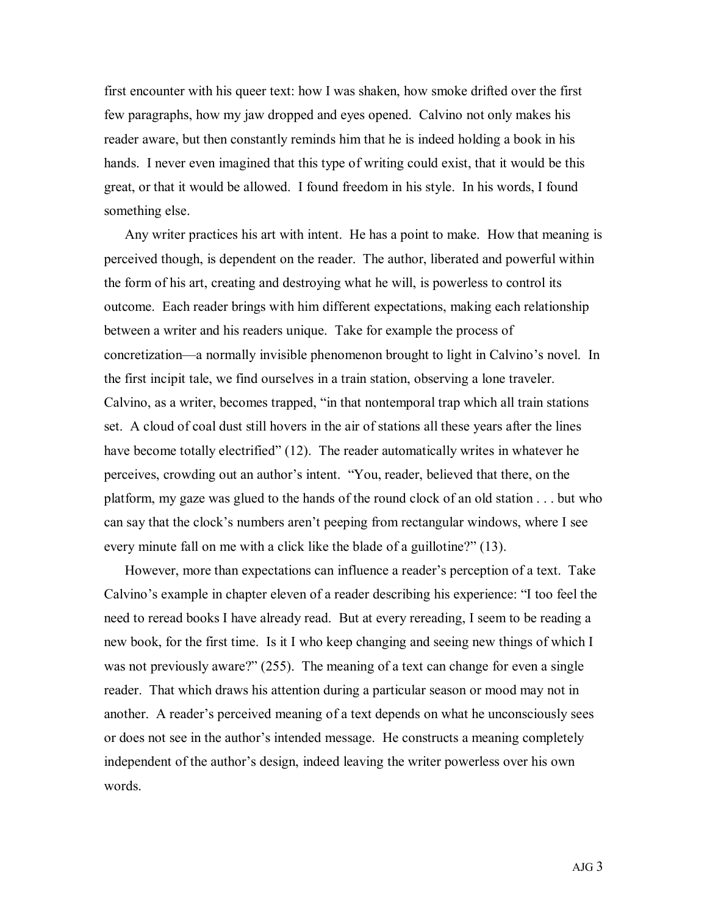first encounter with his queer text: how I was shaken, how smoke drifted over the first few paragraphs, how my jaw dropped and eyes opened. Calvino not only makes his reader aware, but then constantly reminds him that he is indeed holding a book in his hands. I never even imagined that this type of writing could exist, that it would be this great, or that it would be allowed. I found freedom in his style. In his words, I found something else.

Any writer practices his art with intent. He has a point to make. How that meaning is perceived though, is dependent on the reader. The author, liberated and powerful within the form of his art, creating and destroying what he will, is powerless to control its outcome. Each reader brings with him different expectations, making each relationship between a writer and his readers unique. Take for example the process of concretization—a normally invisible phenomenon brought to light in Calvino's novel. In the first incipit tale, we find ourselves in a train station, observing a lone traveler. Calvino, as a writer, becomes trapped, "in that nontemporal trap which all train stations set. A cloud of coal dust still hovers in the air of stations all these years after the lines have become totally electrified" (12). The reader automatically writes in whatever he perceives, crowding out an author's intent. "You, reader, believed that there, on the platform, my gaze was glued to the hands of the round clock of an old station . . . but who can say that the clock's numbers aren't peeping from rectangular windows, where I see every minute fall on me with a click like the blade of a guillotine?" (13).

However, more than expectations can influence a reader's perception of a text. Take Calvino's example in chapter eleven of a reader describing his experience: "I too feel the need to reread books I have already read. But at every rereading, I seem to be reading a new book, for the first time. Is it I who keep changing and seeing new things of which I was not previously aware?" (255). The meaning of a text can change for even a single reader. That which draws his attention during a particular season or mood may not in another. A reader's perceived meaning of a text depends on what he unconsciously sees or does not see in the author's intended message. He constructs a meaning completely independent of the author's design, indeed leaving the writer powerless over his own words.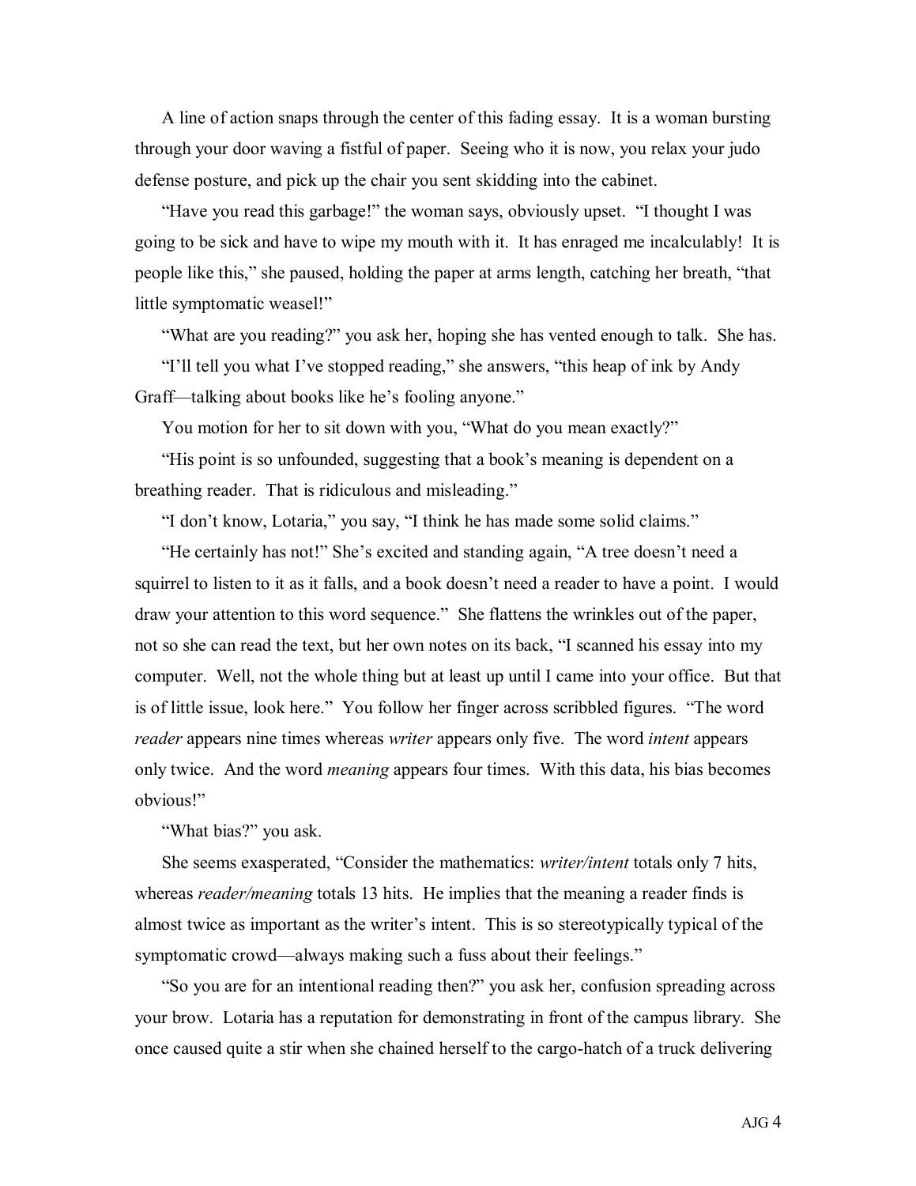A line of action snaps through the center of this fading essay. It is a woman bursting through your door waving a fistful of paper. Seeing who it is now, you relax your judo defense posture, and pick up the chair you sent skidding into the cabinet.

"Have you read this garbage!" the woman says, obviously upset. "I thought I was going to be sick and have to wipe my mouth with it. It has enraged me incalculably! It is people like this," she paused, holding the paper at arms length, catching her breath, "that little symptomatic weasel!"

"What are you reading?" you ask her, hoping she has vented enough to talk. She has.

"I'll tell you what I've stopped reading," she answers, "this heap of ink by Andy Graff—talking about books like he's fooling anyone."

You motion for her to sit down with you, "What do you mean exactly?"

"His point is so unfounded, suggesting that a book's meaning is dependent on a breathing reader. That is ridiculous and misleading."

"I don't know, Lotaria," you say, "I think he has made some solid claims."

"He certainly has not!" She's excited and standing again, "A tree doesn't need a squirrel to listen to it as it falls, and a book doesn't need a reader to have a point. I would draw your attention to this word sequence." She flattens the wrinkles out of the paper, not so she can read the text, but her own notes on its back, "I scanned his essay into my computer. Well, not the whole thing but at least up until I came into your office. But that is of little issue, look here." You follow her finger across scribbled figures. "The word *reader* appears nine times whereas *writer* appears only five. The word *intent* appears only twice. And the word *meaning* appears four times. With this data, his bias becomes obvious!"

"What bias?" you ask.

She seems exasperated, "Consider the mathematics: *writer/intent* totals only 7 hits, whereas *reader/meaning* totals 13 hits. He implies that the meaning a reader finds is almost twice as important as the writer's intent. This is so stereotypically typical of the symptomatic crowd—always making such a fuss about their feelings."

"So you are for an intentional reading then?" you ask her, confusion spreading across your brow. Lotaria has a reputation for demonstrating in front of the campus library. She once caused quite a stir when she chained herself to the cargo-hatch of a truck delivering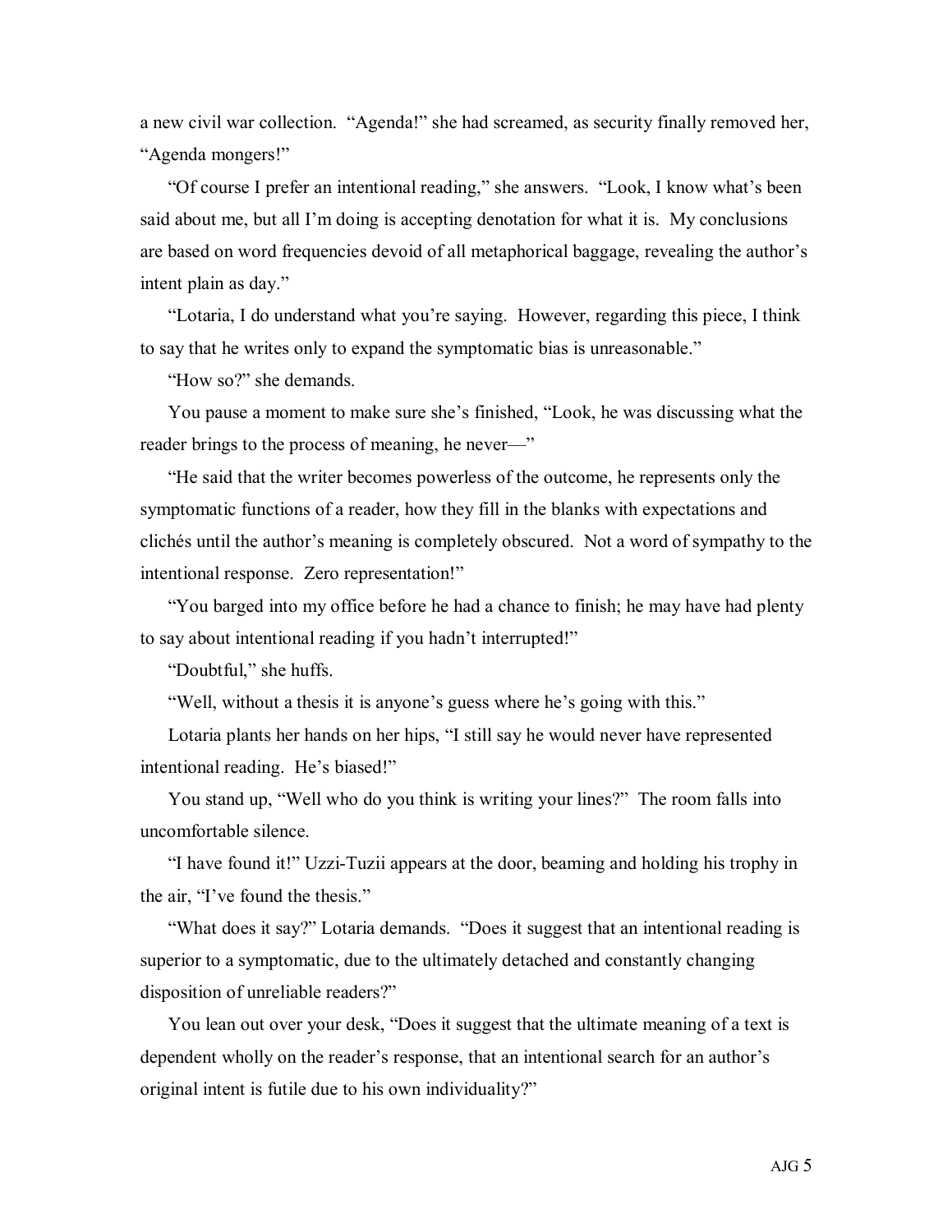a new civil war collection. "Agenda!" she had screamed, as security finally removed her, "Agenda mongers!"

"Of course I prefer an intentional reading," she answers. "Look, I know what's been said about me, but all I'm doing is accepting denotation for what it is. My conclusions are based on word frequencies devoid of all metaphorical baggage, revealing the author's intent plain as day."

"Lotaria, I do understand what you're saying. However, regarding this piece, I think to say that he writes only to expand the symptomatic bias is unreasonable."

"How so?" she demands.

You pause a moment to make sure she's finished, "Look, he was discussing what the reader brings to the process of meaning, he never—"

"He said that the writer becomes powerless of the outcome, he represents only the symptomatic functions of a reader, how they fill in the blanks with expectations and clichés until the author's meaning is completely obscured. Not a word of sympathy to the intentional response. Zero representation!"

"You barged into my office before he had a chance to finish; he may have had plenty to say about intentional reading if you hadn't interrupted!"

"Doubtful," she huffs.

"Well, without a thesis it is anyone's guess where he's going with this."

Lotaria plants her hands on her hips, "I still say he would never have represented intentional reading. He's biased!"

You stand up, "Well who do you think is writing your lines?" The room falls into uncomfortable silence.

"I have found it!" Uzzi-Tuzii appears at the door, beaming and holding his trophy in the air, "I've found the thesis."

"What does it say?" Lotaria demands. "Does it suggest that an intentional reading is superior to a symptomatic, due to the ultimately detached and constantly changing disposition of unreliable readers?"

You lean out over your desk, "Does it suggest that the ultimate meaning of a text is dependent wholly on the reader's response, that an intentional search for an author's original intent is futile due to his own individuality?"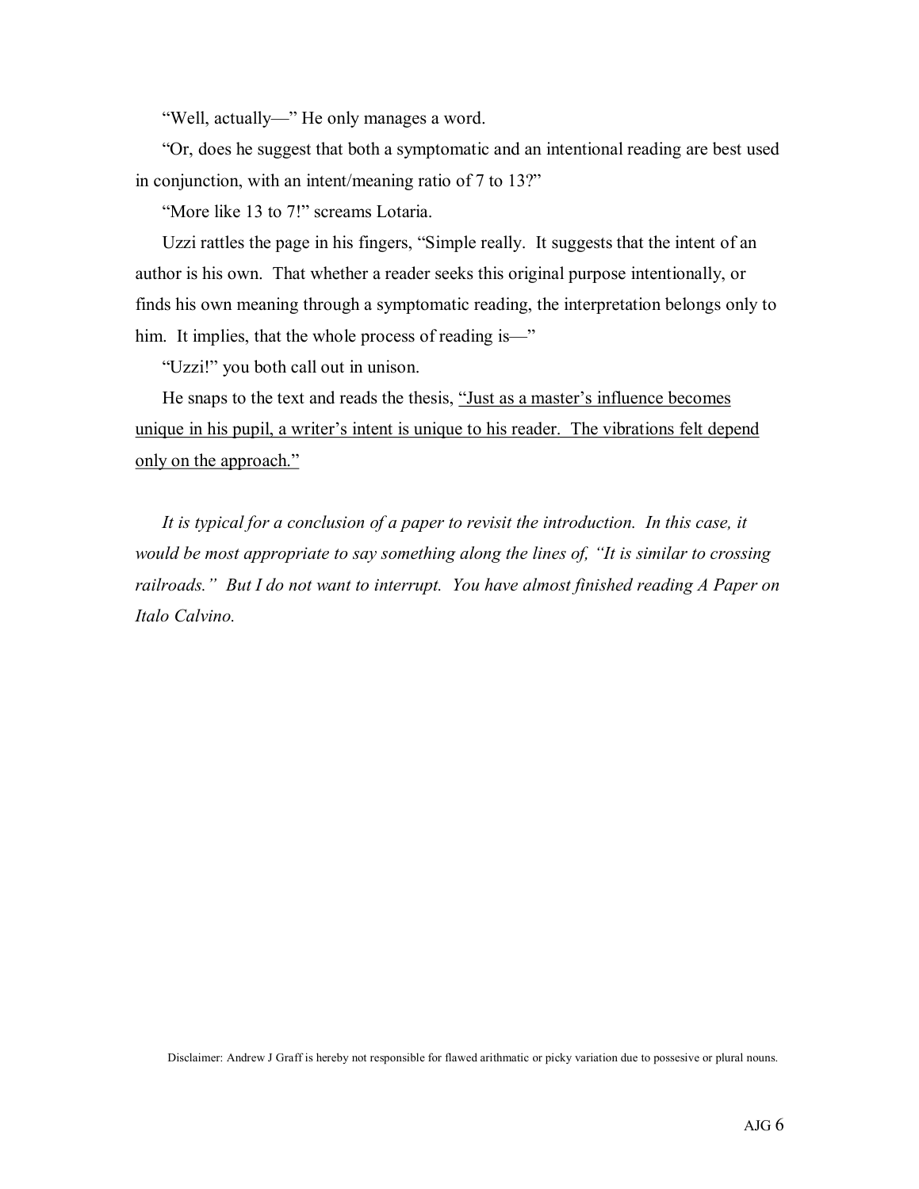"Well, actually—" He only manages a word.

"Or, does he suggest that both a symptomatic and an intentional reading are best used in conjunction, with an intent/meaning ratio of 7 to 13?"

"More like 13 to 7!" screams Lotaria.

Uzzi rattles the page in his fingers, "Simple really. It suggests that the intent of an author is his own. That whether a reader seeks this original purpose intentionally, or finds his own meaning through a symptomatic reading, the interpretation belongs only to him. It implies, that the whole process of reading is—"

"Uzzi!" you both call out in unison.

He snaps to the text and reads the thesis, <u>"Just as a master's influence becomes unique in his pupil, a writer's intent is unique to his reader. The vibrations felt depend only on the approach."</u>

*It is typical for a conclusion of a paper to revisit the introduction. In this case, it would be most appropriate to say something along the lines of, "It is similar to crossing railroads." But I do not want to interrupt. You have almost finished reading A Paper on Italo Calvino.*

Disclaimer: Andrew J Graff is hereby not responsible for flawed arithmatic or picky variation due to possesive or plural nouns.